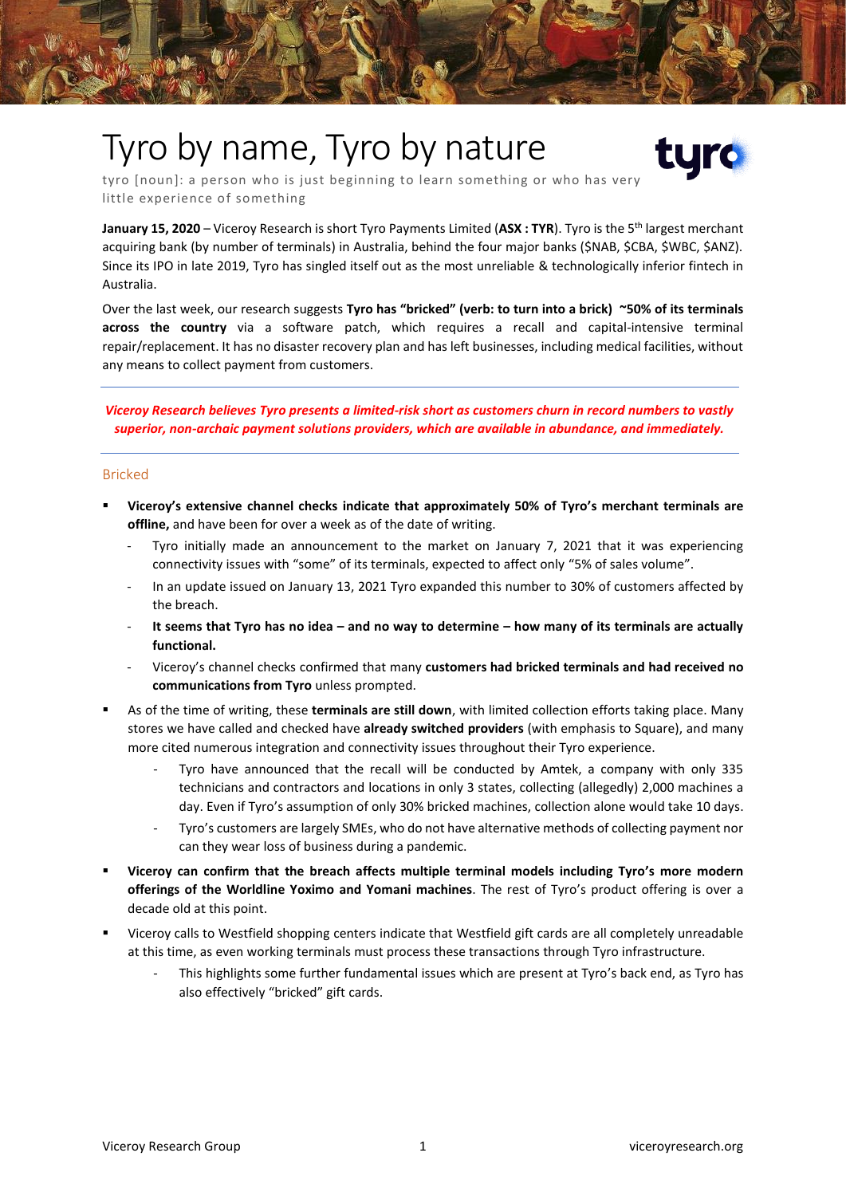# Tyro by name, Tyro by nature

tyro [noun]: a person who is just beginning to learn something or who has very little experience of something

**January 15, 2020** – Viceroy Research is short Tyro Payments Limited (**ASX : TYR**). Tyro is the 5th largest merchant acquiring bank (by number of terminals) in Australia, behind the four major banks ($NAB, $CBA, $WBC, $ANZ). Since its IPO in late 2019, Tyro has singled itself out as the most unreliable & technologically inferior fintech in Australia.

Over the last week, our research suggests **Tyro has "bricked" (verb: to turn into a brick) ~50% of its terminals across the country** via a software patch, which requires a recall and capital-intensive terminal repair/replacement. It has no disaster recovery plan and has left businesses, including medical facilities, without any means to collect payment from customers.

***Viceroy Research believes Tyro presents a limited-risk short as customers churn in record numbers to vastly superior, non-archaic payment solutions providers, which are available in abundance, and immediately.***

## Bricked

- **Viceroy's extensive channel checks indicate that approximately 50% of Tyro's merchant terminals are offline,** and have been for over a week as of the date of writing.
  - Tyro initially made an announcement to the market on January 7, 2021 that it was experiencing connectivity issues with "some" of its terminals, expected to affect only "5% of sales volume".
  - In an update issued on January 13, 2021 Tyro expanded this number to 30% of customers affected by the breach.
  - **It seems that Tyro has no idea – and no way to determine – how many of its terminals are actually functional.**
  - Viceroy's channel checks confirmed that many **customers had bricked terminals and had received no communications from Tyro** unless prompted.
- As of the time of writing, these **terminals are still down**, with limited collection efforts taking place. Many stores we have called and checked have **already switched providers** (with emphasis to Square), and many more cited numerous integration and connectivity issues throughout their Tyro experience.
  - Tyro have announced that the recall will be conducted by Amtek, a company with only 335 technicians and contractors and locations in only 3 states, collecting (allegedly) 2,000 machines a day. Even if Tyro's assumption of only 30% bricked machines, collection alone would take 10 days.
  - Tyro's customers are largely SMEs, who do not have alternative methods of collecting payment nor can they wear loss of business during a pandemic.
- **Viceroy can confirm that the breach affects multiple terminal models including Tyro's more modern offerings of the Worldline Yoximo and Yomani machines**. The rest of Tyro's product offering is over a decade old at this point.
- Viceroy calls to Westfield shopping centers indicate that Westfield gift cards are all completely unreadable at this time, as even working terminals must process these transactions through Tyro infrastructure.
  - This highlights some further fundamental issues which are present at Tyro's back end, as Tyro has also effectively "bricked" gift cards.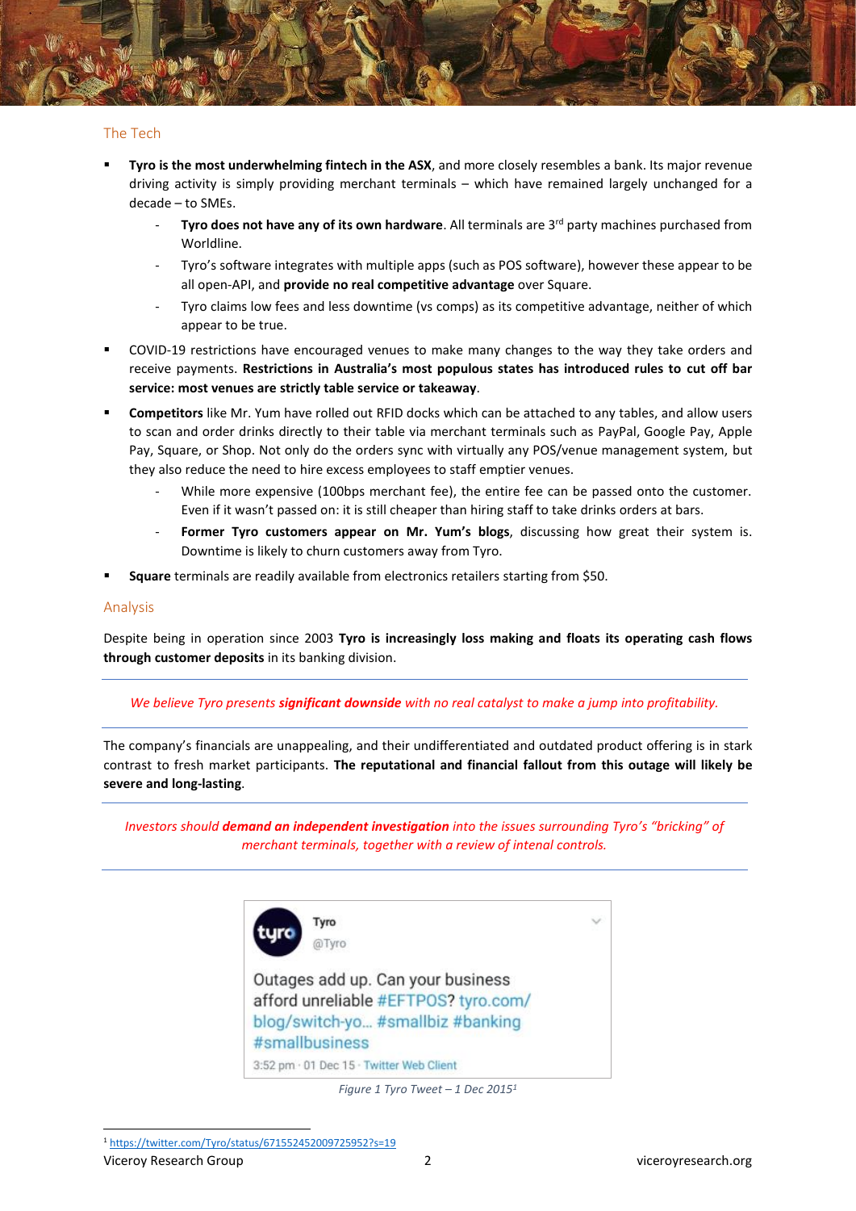## The Tech

- **Tyro is the most underwhelming fintech in the ASX**, and more closely resembles a bank. Its major revenue driving activity is simply providing merchant terminals – which have remained largely unchanged for a decade – to SMEs.
    - **Tyro does not have any of its own hardware**. All terminals are 3rd party machines purchased from Worldline.
    - Tyro's software integrates with multiple apps (such as POS software), however these appear to be all open-API, and **provide no real competitive advantage** over Square.
    - Tyro claims low fees and less downtime (vs comps) as its competitive advantage, neither of which appear to be true.
- COVID-19 restrictions have encouraged venues to make many changes to the way they take orders and receive payments. **Restrictions in Australia's most populous states has introduced rules to cut off bar service: most venues are strictly table service or takeaway**.
- **Competitors** like Mr. Yum have rolled out RFID docks which can be attached to any tables, and allow users to scan and order drinks directly to their table via merchant terminals such as PayPal, Google Pay, Apple Pay, Square, or Shop. Not only do the orders sync with virtually any POS/venue management system, but they also reduce the need to hire excess employees to staff emptier venues.
    - While more expensive (100bps merchant fee), the entire fee can be passed onto the customer. Even if it wasn't passed on: it is still cheaper than hiring staff to take drinks orders at bars.
    - **Former Tyro customers appear on Mr. Yum's blogs**, discussing how great their system is. Downtime is likely to churn customers away from Tyro.
- **Square** terminals are readily available from electronics retailers starting from $50.

## Analysis

Despite being in operation since 2003 **Tyro is increasingly loss making and floats its operating cash flows through customer deposits** in its banking division.

---

*We believe Tyro presents **significant downside** with no real catalyst to make a jump into profitability.*

---

The company's financials are unappealing, and their undifferentiated and outdated product offering is in stark contrast to fresh market participants. **The reputational and financial fallout from this outage will likely be severe and long-lasting**.

---

*Investors should **demand an independent investigation** into the issues surrounding Tyro's "bricking" of merchant terminals, together with a review of intenal controls.*

---

Tyro
@Tyro

Outages add up. Can your business afford unreliable #EFTPOS? tyro.com/blog/switch-yo... #smallbiz #banking #smallbusiness

3:52 pm · 01 Dec 15 · Twitter Web Client

*Figure 1 Tyro Tweet – 1 Dec 2015*[1]

[1] https://twitter.com/Tyro/status/671552452009725952?s=19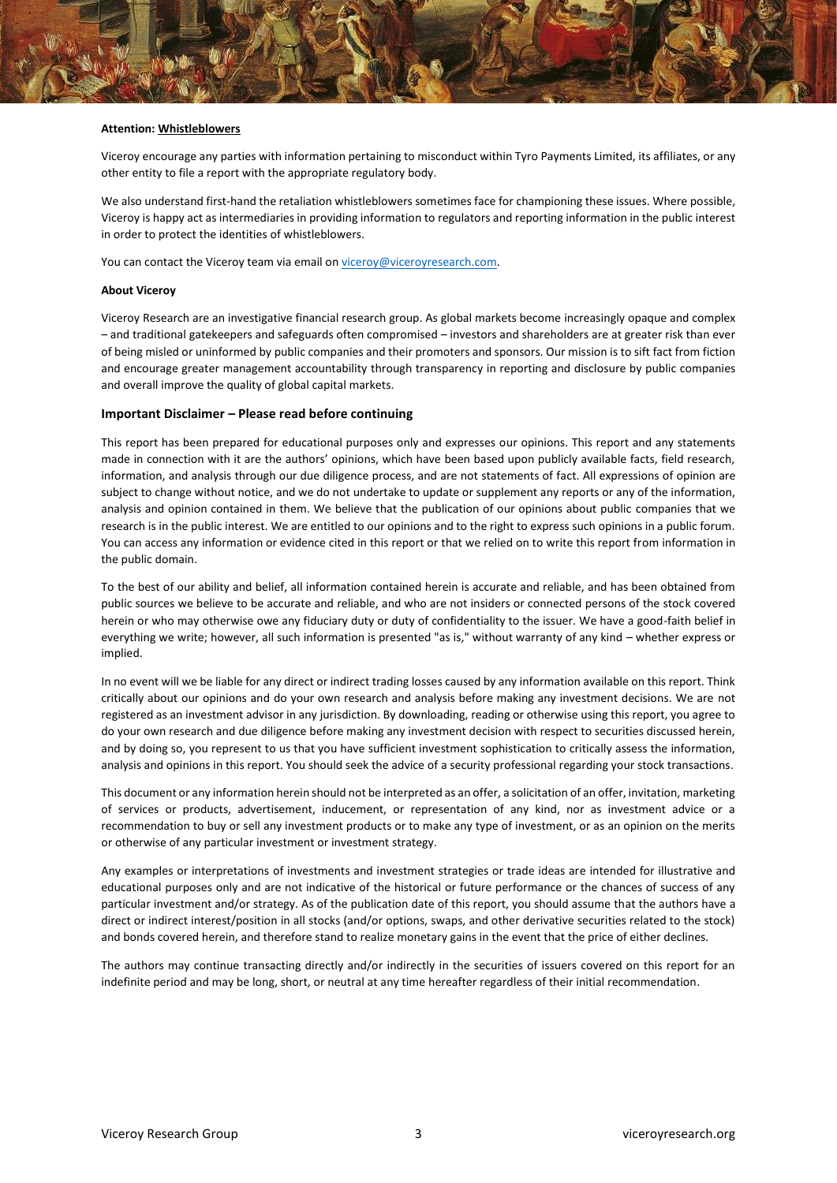**Attention: Whistleblowers**

Viceroy encourage any parties with information pertaining to misconduct within Tyro Payments Limited, its affiliates, or any other entity to file a report with the appropriate regulatory body.

We also understand first-hand the retaliation whistleblowers sometimes face for championing these issues. Where possible, Viceroy is happy act as intermediaries in providing information to regulators and reporting information in the public interest in order to protect the identities of whistleblowers.

You can contact the Viceroy team via email on viceroy@viceroyresearch.com.

**About Viceroy**

Viceroy Research are an investigative financial research group. As global markets become increasingly opaque and complex – and traditional gatekeepers and safeguards often compromised – investors and shareholders are at greater risk than ever of being misled or uninformed by public companies and their promoters and sponsors. Our mission is to sift fact from fiction and encourage greater management accountability through transparency in reporting and disclosure by public companies and overall improve the quality of global capital markets.

### Important Disclaimer – Please read before continuing

This report has been prepared for educational purposes only and expresses our opinions. This report and any statements made in connection with it are the authors' opinions, which have been based upon publicly available facts, field research, information, and analysis through our due diligence process, and are not statements of fact. All expressions of opinion are subject to change without notice, and we do not undertake to update or supplement any reports or any of the information, analysis and opinion contained in them. We believe that the publication of our opinions about public companies that we research is in the public interest. We are entitled to our opinions and to the right to express such opinions in a public forum. You can access any information or evidence cited in this report or that we relied on to write this report from information in the public domain.

To the best of our ability and belief, all information contained herein is accurate and reliable, and has been obtained from public sources we believe to be accurate and reliable, and who are not insiders or connected persons of the stock covered herein or who may otherwise owe any fiduciary duty or duty of confidentiality to the issuer. We have a good-faith belief in everything we write; however, all such information is presented "as is," without warranty of any kind – whether express or implied.

In no event will we be liable for any direct or indirect trading losses caused by any information available on this report. Think critically about our opinions and do your own research and analysis before making any investment decisions. We are not registered as an investment advisor in any jurisdiction. By downloading, reading or otherwise using this report, you agree to do your own research and due diligence before making any investment decision with respect to securities discussed herein, and by doing so, you represent to us that you have sufficient investment sophistication to critically assess the information, analysis and opinions in this report. You should seek the advice of a security professional regarding your stock transactions.

This document or any information herein should not be interpreted as an offer, a solicitation of an offer, invitation, marketing of services or products, advertisement, inducement, or representation of any kind, nor as investment advice or a recommendation to buy or sell any investment products or to make any type of investment, or as an opinion on the merits or otherwise of any particular investment or investment strategy.

Any examples or interpretations of investments and investment strategies or trade ideas are intended for illustrative and educational purposes only and are not indicative of the historical or future performance or the chances of success of any particular investment and/or strategy. As of the publication date of this report, you should assume that the authors have a direct or indirect interest/position in all stocks (and/or options, swaps, and other derivative securities related to the stock) and bonds covered herein, and therefore stand to realize monetary gains in the event that the price of either declines.

The authors may continue transacting directly and/or indirectly in the securities of issuers covered on this report for an indefinite period and may be long, short, or neutral at any time hereafter regardless of their initial recommendation.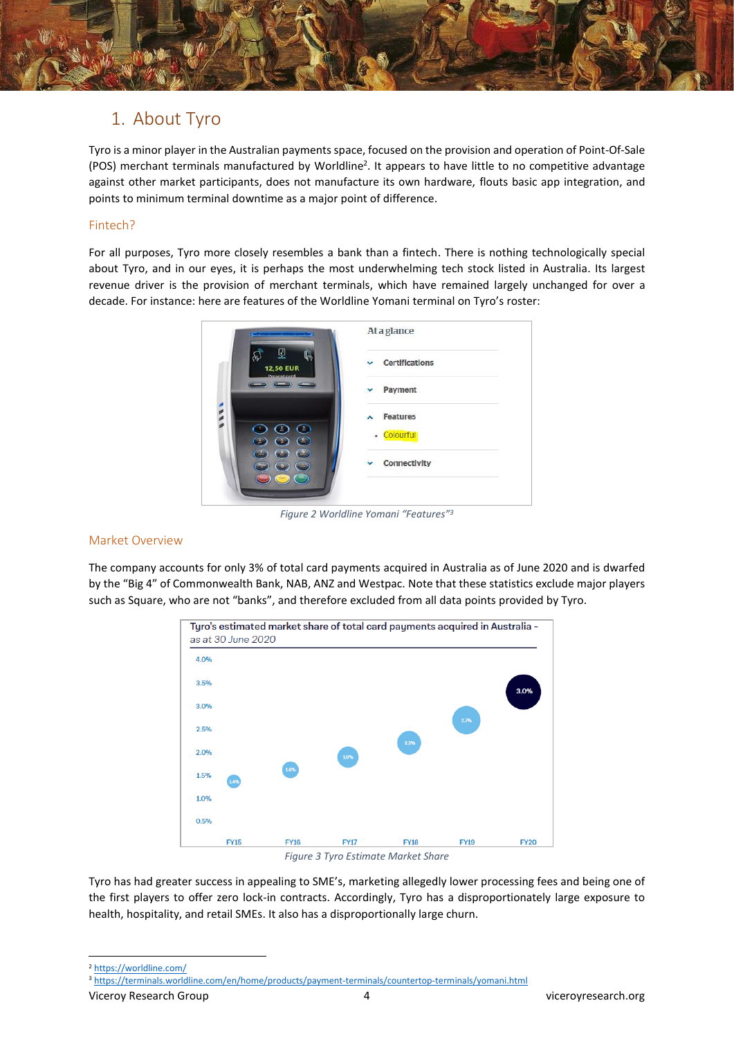# 1. About Tyro

Tyro is a minor player in the Australian payments space, focused on the provision and operation of Point-Of-Sale (POS) merchant terminals manufactured by Worldline[2]. It appears to have little to no competitive advantage against other market participants, does not manufacture its own hardware, flouts basic app integration, and points to minimum terminal downtime as a major point of difference.

## Fintech?

For all purposes, Tyro more closely resembles a bank than a fintech. There is nothing technologically special about Tyro, and in our eyes, it is perhaps the most underwhelming tech stock listed in Australia. Its largest revenue driver is the provision of merchant terminals, which have remained largely unchanged for over a decade. For instance: here are features of the Worldline Yomani terminal on Tyro's roster:

*Figure 2 Worldline Yomani "Features"[3]*

## Market Overview

The company accounts for only 3% of total card payments acquired in Australia as of June 2020 and is dwarfed by the "Big 4" of Commonwealth Bank, NAB, ANZ and Westpac. Note that these statistics exclude major players such as Square, who are not "banks", and therefore excluded from all data points provided by Tyro.

Tyro's estimated market share of total card payments acquired in Australia - as at 30 June 2020

| FY15 | FY16 | FY17 | FY18 | FY19 | FY20 |
|---|---|---|---|---|---|
| 1.4% | 1.6% | 1.9% | 2.2% | 2.7% | 3.0% |

*Figure 3 Tyro Estimate Market Share*

Tyro has had greater success in appealing to SME's, marketing allegedly lower processing fees and being one of the first players to offer zero lock-in contracts. Accordingly, Tyro has a disproportionately large exposure to health, hospitality, and retail SMEs. It also has a disproportionally large churn.

---

[2] https://worldline.com/

[3] https://terminals.worldline.com/en/home/products/payment-terminals/countertop-terminals/yomani.html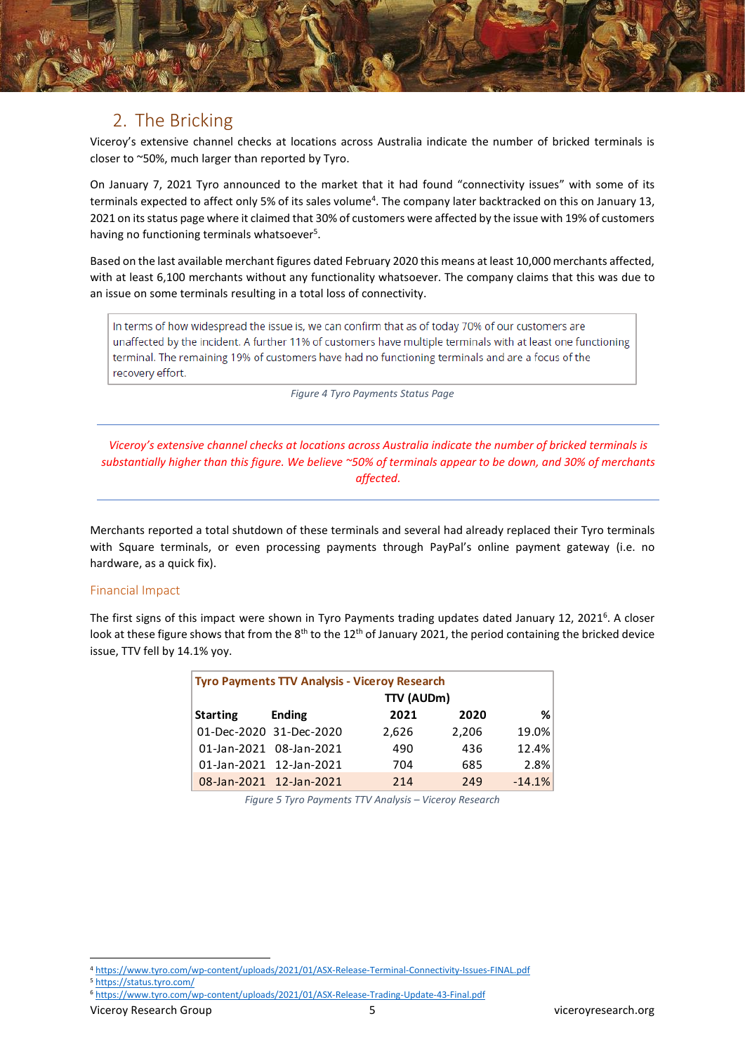## 2. The Bricking

Viceroy's extensive channel checks at locations across Australia indicate the number of bricked terminals is closer to ~50%, much larger than reported by Tyro.

On January 7, 2021 Tyro announced to the market that it had found "connectivity issues" with some of its terminals expected to affect only 5% of its sales volume[4]. The company later backtracked on this on January 13, 2021 on its status page where it claimed that 30% of customers were affected by the issue with 19% of customers having no functioning terminals whatsoever[5].

Based on the last available merchant figures dated February 2020 this means at least 10,000 merchants affected, with at least 6,100 merchants without any functionality whatsoever. The company claims that this was due to an issue on some terminals resulting in a total loss of connectivity.

> In terms of how widespread the issue is, we can confirm that as of today 70% of our customers are unaffected by the incident. A further 11% of customers have multiple terminals with at least one functioning terminal. The remaining 19% of customers have had no functioning terminals and are a focus of the recovery effort.

*Figure 4 Tyro Payments Status Page*

---

*Viceroy's extensive channel checks at locations across Australia indicate the number of bricked terminals is substantially higher than this figure. We believe ~50% of terminals appear to be down, and 30% of merchants affected.*

---

Merchants reported a total shutdown of these terminals and several had already replaced their Tyro terminals with Square terminals, or even processing payments through PayPal's online payment gateway (i.e. no hardware, as a quick fix).

### Financial Impact

The first signs of this impact were shown in Tyro Payments trading updates dated January 12, 2021[6]. A closer look at these figure shows that from the 8th to the 12th of January 2021, the period containing the bricked device issue, TTV fell by 14.1% yoy.

| Tyro Payments TTV Analysis - Viceroy Research | | | | |
|---|---|---|---|---|
| | | TTV (AUDm) | | |
| **Starting** | **Ending** | **2021** | **2020** | **%** |
| 01-Dec-2020 | 31-Dec-2020 | 2,626 | 2,206 | 19.0% |
| 01-Jan-2021 | 08-Jan-2021 | 490 | 436 | 12.4% |
| 01-Jan-2021 | 12-Jan-2021 | 704 | 685 | 2.8% |
| 08-Jan-2021 | 12-Jan-2021 | 214 | 249 | -14.1% |

*Figure 5 Tyro Payments TTV Analysis – Viceroy Research*

---

[4] https://www.tyro.com/wp-content/uploads/2021/01/ASX-Release-Terminal-Connectivity-Issues-FINAL.pdf
[5] https://status.tyro.com/
[6] https://www.tyro.com/wp-content/uploads/2021/01/ASX-Release-Trading-Update-43-Final.pdf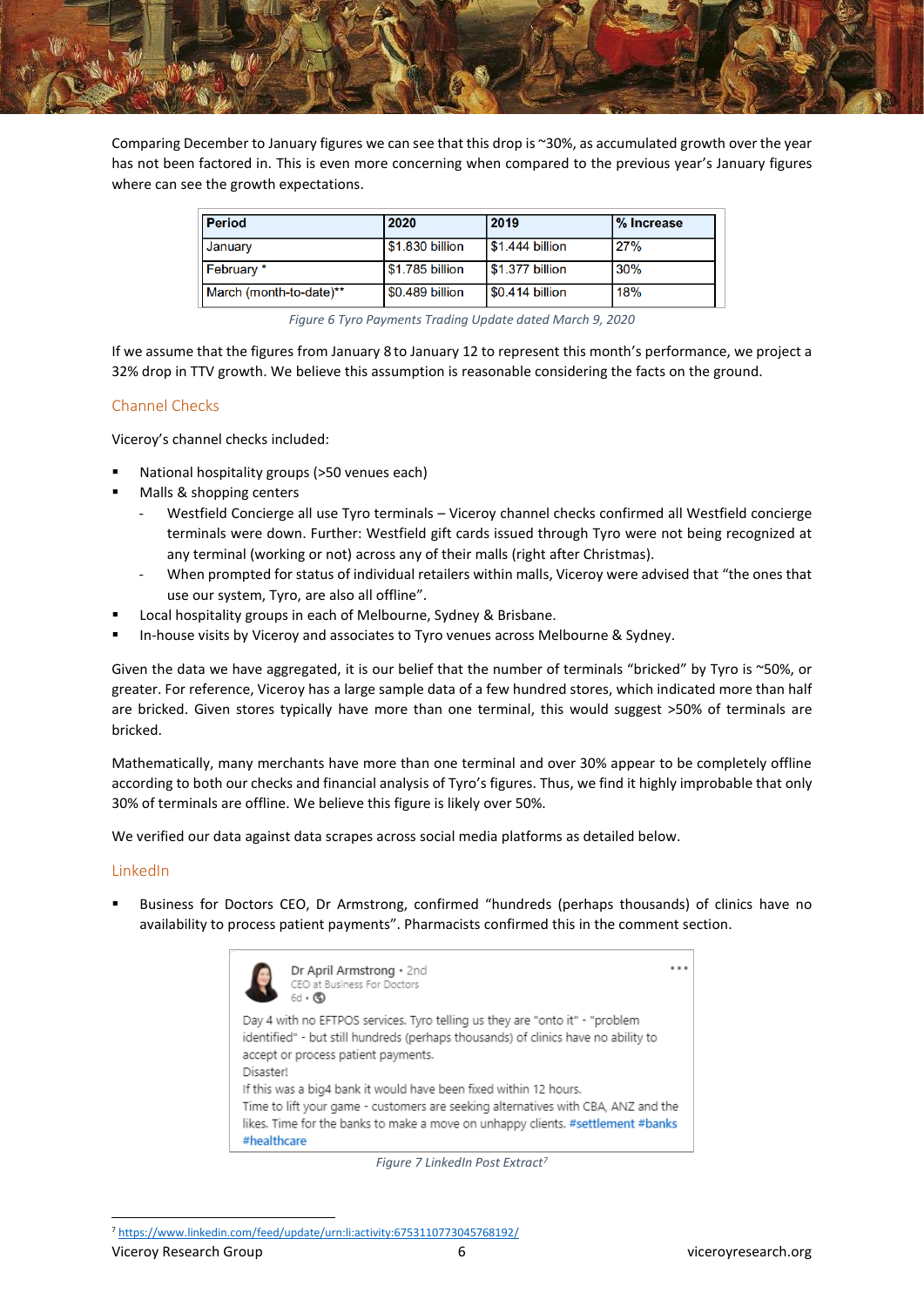Comparing December to January figures we can see that this drop is ~30%, as accumulated growth over the year has not been factored in. This is even more concerning when compared to the previous year's January figures where can see the growth expectations.

| Period | 2020 | 2019 | % Increase |
|---|---|---|---|
| January | $1.830 billion | $1.444 billion | 27% |
| February * | $1.785 billion | $1.377 billion | 30% |
| March (month-to-date)** | $0.489 billion | $0.414 billion | 18% |

*Figure 6 Tyro Payments Trading Update dated March 9, 2020*

If we assume that the figures from January 8 to January 12 to represent this month's performance, we project a 32% drop in TTV growth. We believe this assumption is reasonable considering the facts on the ground.

## Channel Checks

Viceroy's channel checks included:

- National hospitality groups (>50 venues each)
- Malls & shopping centers
  - Westfield Concierge all use Tyro terminals – Viceroy channel checks confirmed all Westfield concierge terminals were down. Further: Westfield gift cards issued through Tyro were not being recognized at any terminal (working or not) across any of their malls (right after Christmas).
  - When prompted for status of individual retailers within malls, Viceroy were advised that "the ones that use our system, Tyro, are also all offline".
- Local hospitality groups in each of Melbourne, Sydney & Brisbane.
- In-house visits by Viceroy and associates to Tyro venues across Melbourne & Sydney.

Given the data we have aggregated, it is our belief that the number of terminals "bricked" by Tyro is ~50%, or greater. For reference, Viceroy has a large sample data of a few hundred stores, which indicated more than half are bricked. Given stores typically have more than one terminal, this would suggest >50% of terminals are bricked.

Mathematically, many merchants have more than one terminal and over 30% appear to be completely offline according to both our checks and financial analysis of Tyro's figures. Thus, we find it highly improbable that only 30% of terminals are offline. We believe this figure is likely over 50%.

We verified our data against data scrapes across social media platforms as detailed below.

## LinkedIn

- Business for Doctors CEO, Dr Armstrong, confirmed "hundreds (perhaps thousands) of clinics have no availability to process patient payments". Pharmacists confirmed this in the comment section.

> Dr April Armstrong • 2nd
> CEO at Business For Doctors
> 6d
>
> Day 4 with no EFTPOS services. Tyro telling us they are "onto it" - "problem identified" - but still hundreds (perhaps thousands) of clinics have no ability to accept or process patient payments.
> Disaster!
> If this was a big4 bank it would have been fixed within 12 hours.
> Time to lift your game - customers are seeking alternatives with CBA, ANZ and the likes. Time for the banks to make a move on unhappy clients. #settlement #banks #healthcare

*Figure 7 LinkedIn Post Extract[7]*

[7] https://www.linkedin.com/feed/update/urn:li:activity:6753110773045768192/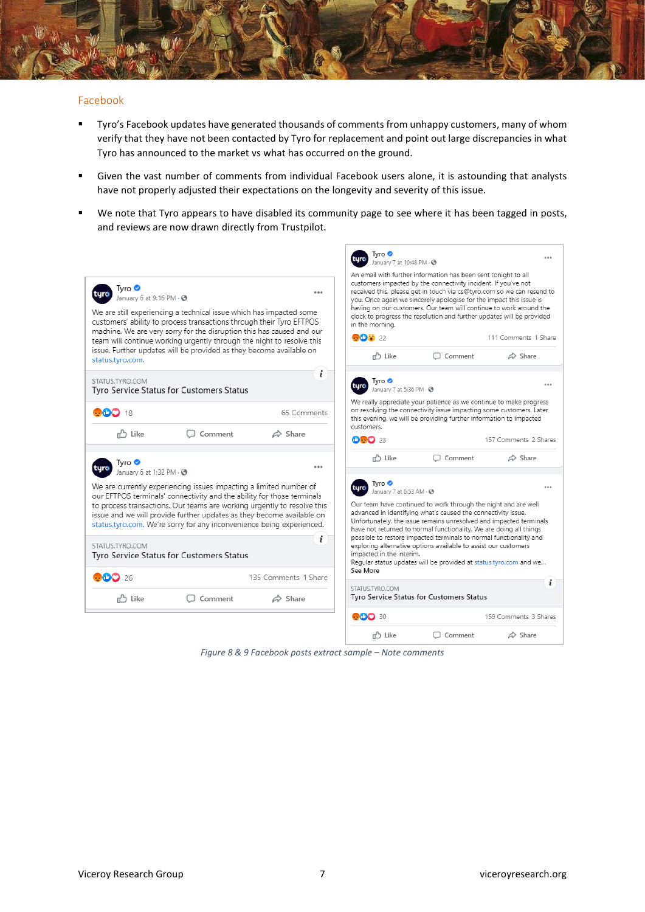## Facebook

- Tyro's Facebook updates have generated thousands of comments from unhappy customers, many of whom verify that they have not been contacted by Tyro for replacement and point out large discrepancies in what Tyro has announced to the market vs what has occurred on the ground.
- Given the vast number of comments from individual Facebook users alone, it is astounding that analysts have not properly adjusted their expectations on the longevity and severity of this issue.
- We note that Tyro appears to have disabled its community page to see where it has been tagged in posts, and reviews are now drawn directly from Trustpilot.

Tyro
January 6 at 9:16 PM

We are still experiencing a technical issue which has impacted some customers' ability to process transactions through their Tyro EFTPOS machine. We are very sorry for the disruption this has caused and our team will continue working urgently through the night to resolve this issue. Further updates will be provided as they become available on status.tyro.com.

STATUS.TYRO.COM
Tyro Service Status for Customers Status

18 — 65 Comments

Tyro
January 6 at 1:32 PM

We are currently experiencing issues impacting a limited number of our EFTPOS terminals' connectivity and the ability for those terminals to process transactions. Our teams are working urgently to resolve this issue and we will provide further updates as they become available on status.tyro.com. We're sorry for any inconvenience being experienced.

STATUS.TYRO.COM
Tyro Service Status for Customers Status

26 — 135 Comments 1 Share

Tyro
January 7 at 10:48 PM

An email with further information has been sent tonight to all customers impacted by the connectivity incident. If you've not received this, please get in touch via cs@tyro.com so we can resend to you. Once again we sincerely apologise for the impact this issue is having on our customers. Our team will continue to work around the clock to progress the resolution and further updates will be provided in the morning.

22 — 111 Comments 1 Share

Tyro
January 7 at 5:36 PM

We really appreciate your patience as we continue to make progress on resolving the connectivity issue impacting some customers. Later this evening, we will be providing further information to impacted customers.

23 — 157 Comments 2 Shares

Tyro
January 7 at 6:53 AM

Our team have continued to work through the night and are well advanced in identifying what's caused the connectivity issue. Unfortunately, the issue remains unresolved and impacted terminals have not returned to normal functionality. We are doing all things possible to restore impacted terminals to normal functionality and exploring alternative options available to assist our customers impacted in the interim.
Regular status updates will be provided at status.tyro.com and we... See More

STATUS.TYRO.COM
Tyro Service Status for Customers Status

30 — 159 Comments 3 Shares

*Figure 8 & 9 Facebook posts extract sample – Note comments*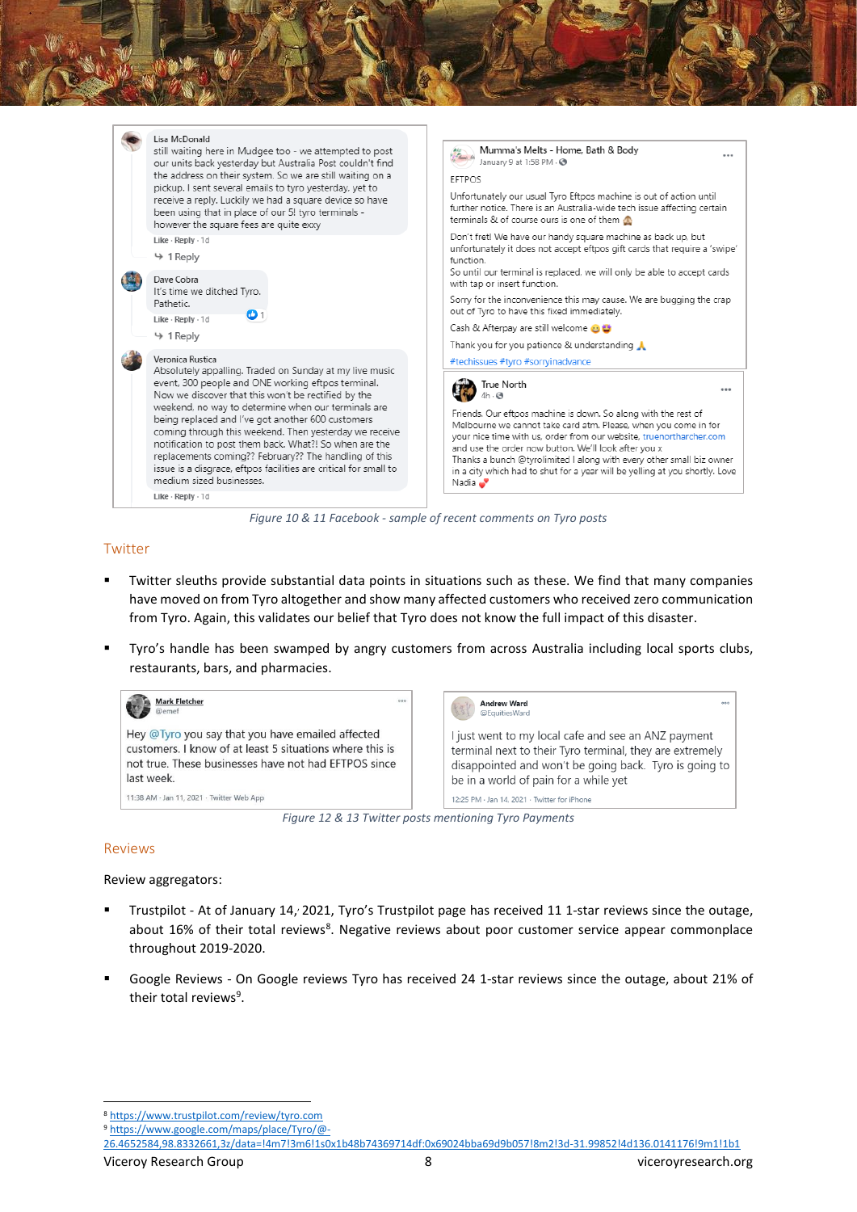Lisa McDonald
still waiting here in Mudgee too - we attempted to post our units back yesterday but Australia Post couldn't find the address on their system. So we are still waiting on a pickup. I sent several emails to tyro yesterday, yet to receive a reply. Luckily we had a square device so have been using that in place of our 5! tyro terminals - however the square fees are quite exxy
Like · Reply · 1d
1 Reply

Dave Cobra
It's time we ditched Tyro. Pathetic.
Like · Reply · 1d
1 Reply

Veronica Rustica
Absolutely appalling. Traded on Sunday at my live music event, 300 people and ONE working eftpos terminal. Now we discover that this won't be rectified by the weekend, no way to determine when our terminals are being replaced and I've got another 600 customers coming through this weekend. Then yesterday we receive notification to post them back. What!? So when are the replacements coming?? February?? The handling of this issue is a disgrace, eftpos facilities are critical for small to medium sized businesses.
Like · Reply · 1d

Mumma's Melts - Home, Bath & Body
January 9 at 1:58 PM

EFTPOS

Unfortunately our usual Tyro Eftpos machine is out of action until further notice. There is an Australia-wide tech issue affecting certain terminals & of course ours is one of them 🤦

Don't fret! We have our handy square machine as back up, but unfortunately it does not accept eftpos gift cards that require a 'swipe' function.
So until our terminal is replaced, we will only be able to accept cards with tap or insert function.

Sorry for the inconvenience this may cause. We are bugging the crap out of Tyro to have this fixed immediately.

Cash & Afterpay are still welcome 😀😍

Thank you for you patience & understanding 🙏

#techissues #tyro #sorryinadvance

True North
4h

Friends. Our eftpos machine is down. So along with the rest of Melbourne we cannot take card atm. Please, when you come in for your nice time with us, order from our website, truenortharcher.com and use the order now button. We'll look after you x
Thanks a bunch @tyrolimited I along with every other small biz owner in a city which had to shut for a year will be yelling at you shortly. Love Nadia ❤️

*Figure 10 & 11 Facebook - sample of recent comments on Tyro posts*

## Twitter

- Twitter sleuths provide substantial data points in situations such as these. We find that many companies have moved on from Tyro altogether and show many affected customers who received zero communication from Tyro. Again, this validates our belief that Tyro does not know the full impact of this disaster.
- Tyro's handle has been swamped by angry customers from across Australia including local sports clubs, restaurants, bars, and pharmacies.

Mark Fletcher
@emef

Hey @Tyro you say that you have emailed affected customers. I know of at least 5 situations where this is not true. These businesses have not had EFTPOS since last week.

11:38 AM · Jan 11, 2021 · Twitter Web App

Andrew Ward
@EquitiesWard

I just went to my local cafe and see an ANZ payment terminal next to their Tyro terminal, they are extremely disappointed and won't be going back. Tyro is going to be in a world of pain for a while yet

12:25 PM · Jan 14, 2021 · Twitter for iPhone

*Figure 12 & 13 Twitter posts mentioning Tyro Payments*

## Reviews

Review aggregators:

- Trustpilot - At of January 14, 2021, Tyro's Trustpilot page has received 11 1-star reviews since the outage, about 16% of their total reviews[8]. Negative reviews about poor customer service appear commonplace throughout 2019-2020.
- Google Reviews - On Google reviews Tyro has received 24 1-star reviews since the outage, about 21% of their total reviews[9].

[8] https://www.trustpilot.com/review/tyro.com
[9] https://www.google.com/maps/place/Tyro/@-26.4652584,98.8332661,3z/data=!4m7!3m6!1s0x1b48b74369714df:0x69024bba69d9b057!8m2!3d-31.99852!4d136.0141176!9m1!1b1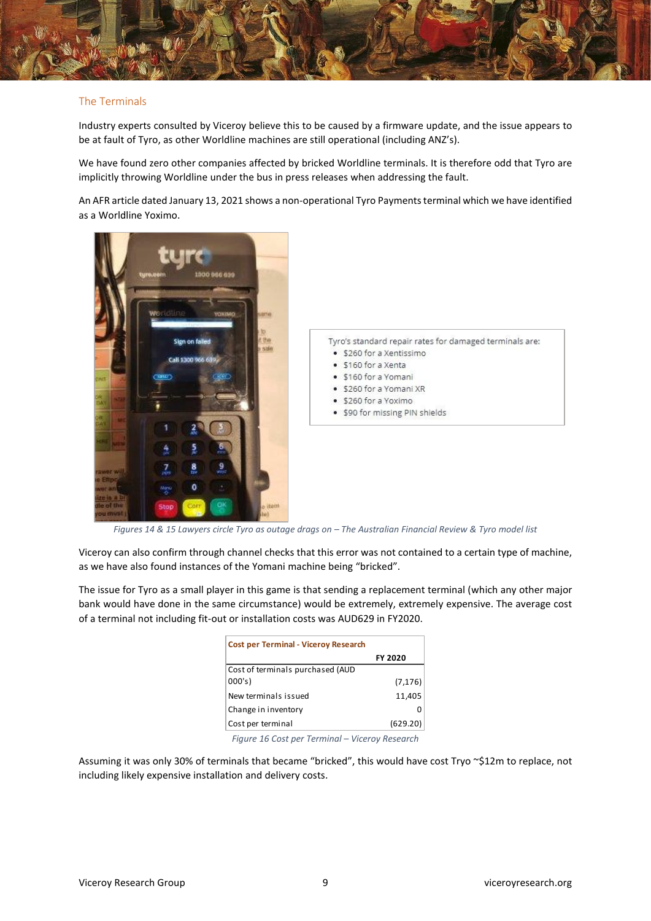## The Terminals

Industry experts consulted by Viceroy believe this to be caused by a firmware update, and the issue appears to be at fault of Tyro, as other Worldline machines are still operational (including ANZ's).

We have found zero other companies affected by bricked Worldline terminals. It is therefore odd that Tyro are implicitly throwing Worldline under the bus in press releases when addressing the fault.

An AFR article dated January 13, 2021 shows a non-operational Tyro Payments terminal which we have identified as a Worldline Yoximo.

Tyro's standard repair rates for damaged terminals are:

- $260 for a Xentissimo
- $160 for a Xenta
- $160 for a Yomani
- $260 for a Yomani XR
- $260 for a Yoximo
- $90 for missing PIN shields

*Figures 14 & 15 Lawyers circle Tyro as outage drags on – The Australian Financial Review & Tyro model list*

Viceroy can also confirm through channel checks that this error was not contained to a certain type of machine, as we have also found instances of the Yomani machine being "bricked".

The issue for Tyro as a small player in this game is that sending a replacement terminal (which any other major bank would have done in the same circumstance) would be extremely, extremely expensive. The average cost of a terminal not including fit-out or installation costs was AUD629 in FY2020.

| Cost per Terminal - Viceroy Research | FY 2020 |
|---|---|
| Cost of terminals purchased (AUD 000's) | (7,176) |
| New terminals issued | 11,405 |
| Change in inventory | 0 |
| Cost per terminal | (629.20) |

*Figure 16 Cost per Terminal – Viceroy Research*

Assuming it was only 30% of terminals that became "bricked", this would have cost Tryo ~$12m to replace, not including likely expensive installation and delivery costs.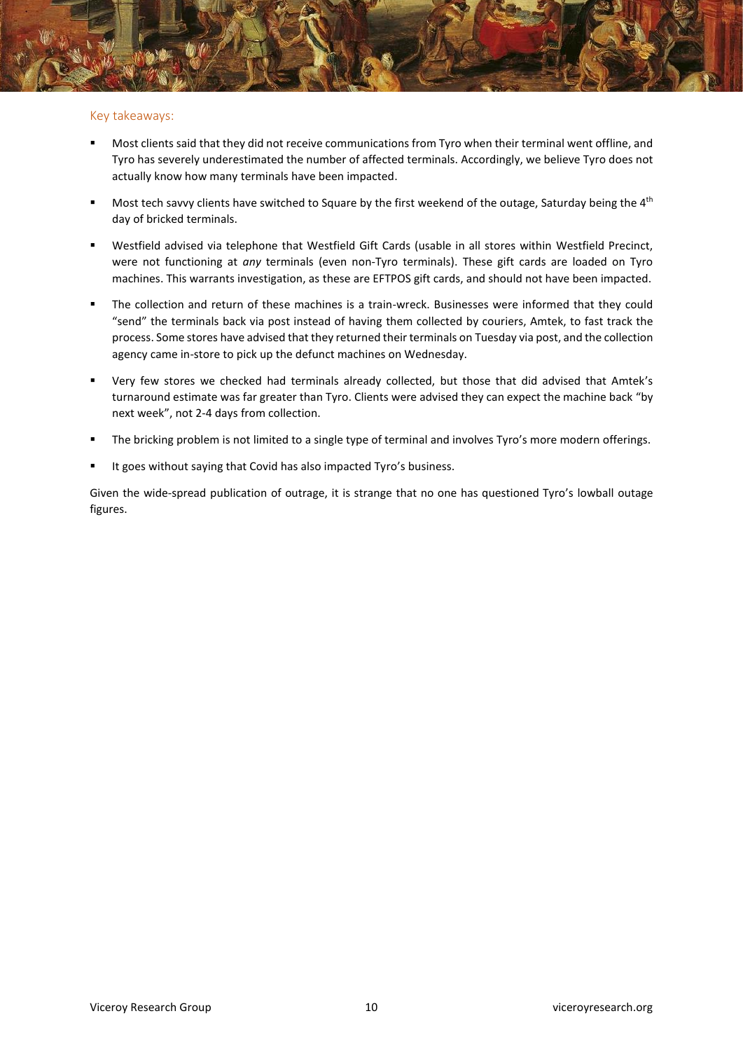Key takeaways:

- Most clients said that they did not receive communications from Tyro when their terminal went offline, and Tyro has severely underestimated the number of affected terminals. Accordingly, we believe Tyro does not actually know how many terminals have been impacted.
- Most tech savvy clients have switched to Square by the first weekend of the outage, Saturday being the 4th day of bricked terminals.
- Westfield advised via telephone that Westfield Gift Cards (usable in all stores within Westfield Precinct, were not functioning at *any* terminals (even non-Tyro terminals). These gift cards are loaded on Tyro machines. This warrants investigation, as these are EFTPOS gift cards, and should not have been impacted.
- The collection and return of these machines is a train-wreck. Businesses were informed that they could "send" the terminals back via post instead of having them collected by couriers, Amtek, to fast track the process. Some stores have advised that they returned their terminals on Tuesday via post, and the collection agency came in-store to pick up the defunct machines on Wednesday.
- Very few stores we checked had terminals already collected, but those that did advised that Amtek's turnaround estimate was far greater than Tyro. Clients were advised they can expect the machine back "by next week", not 2-4 days from collection.
- The bricking problem is not limited to a single type of terminal and involves Tyro's more modern offerings.
- It goes without saying that Covid has also impacted Tyro's business.

Given the wide-spread publication of outrage, it is strange that no one has questioned Tyro's lowball outage figures.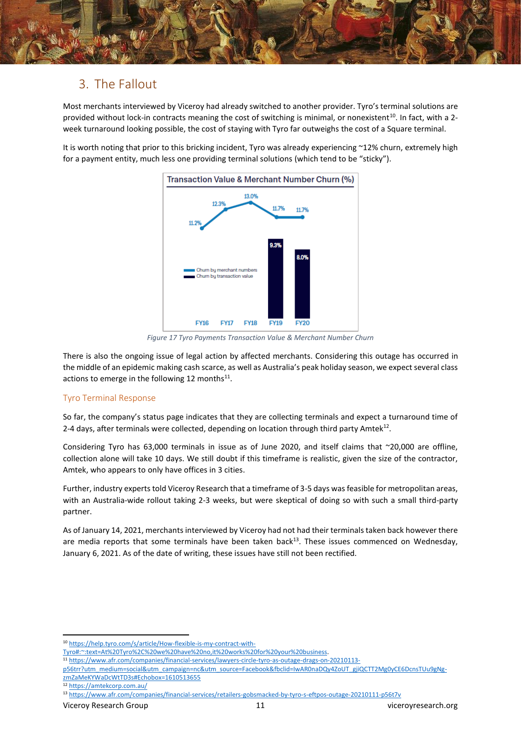## 3. The Fallout

Most merchants interviewed by Viceroy had already switched to another provider. Tyro's terminal solutions are provided without lock-in contracts meaning the cost of switching is minimal, or nonexistent[10]. In fact, with a 2-week turnaround looking possible, the cost of staying with Tyro far outweighs the cost of a Square terminal.

It is worth noting that prior to this bricking incident, Tyro was already experiencing ~12% churn, extremely high for a payment entity, much less one providing terminal solutions (which tend to be "sticky").

*Figure 17 Tyro Payments Transaction Value & Merchant Number Churn*

There is also the ongoing issue of legal action by affected merchants. Considering this outage has occurred in the middle of an epidemic making cash scarce, as well as Australia's peak holiday season, we expect several class actions to emerge in the following 12 months[11].

### Tyro Terminal Response

So far, the company's status page indicates that they are collecting terminals and expect a turnaround time of 2-4 days, after terminals were collected, depending on location through third party Amtek[12].

Considering Tyro has 63,000 terminals in issue as of June 2020, and itself claims that ~20,000 are offline, collection alone will take 10 days. We still doubt if this timeframe is realistic, given the size of the contractor, Amtek, who appears to only have offices in 3 cities.

Further, industry experts told Viceroy Research that a timeframe of 3-5 days was feasible for metropolitan areas, with an Australia-wide rollout taking 2-3 weeks, but were skeptical of doing so with such a small third-party partner.

As of January 14, 2021, merchants interviewed by Viceroy had not had their terminals taken back however there are media reports that some terminals have been taken back[13]. These issues commenced on Wednesday, January 6, 2021. As of the date of writing, these issues have still not been rectified.

---

[10] https://help.tyro.com/s/article/How-flexible-is-my-contract-with-Tyro#:~:text=At%20Tyro%2C%20we%20have%20no,it%20works%20for%20your%20business.

[11] https://www.afr.com/companies/financial-services/lawyers-circle-tyro-as-outage-drags-on-20210113-p56trr?utm_medium=social&utm_campaign=nc&utm_source=Facebook&fbclid=IwAR0naDQy4ZoUT_gjiQCTT2Mg0yCE6DcnsTUu9gNg-zmZaMeKYWaDcWtTD3s#Echobox=1610513655

[12] https://amtekcorp.com.au/

[13] https://www.afr.com/companies/financial-services/retailers-gobsmacked-by-tyro-s-eftpos-outage-20210111-p56t7v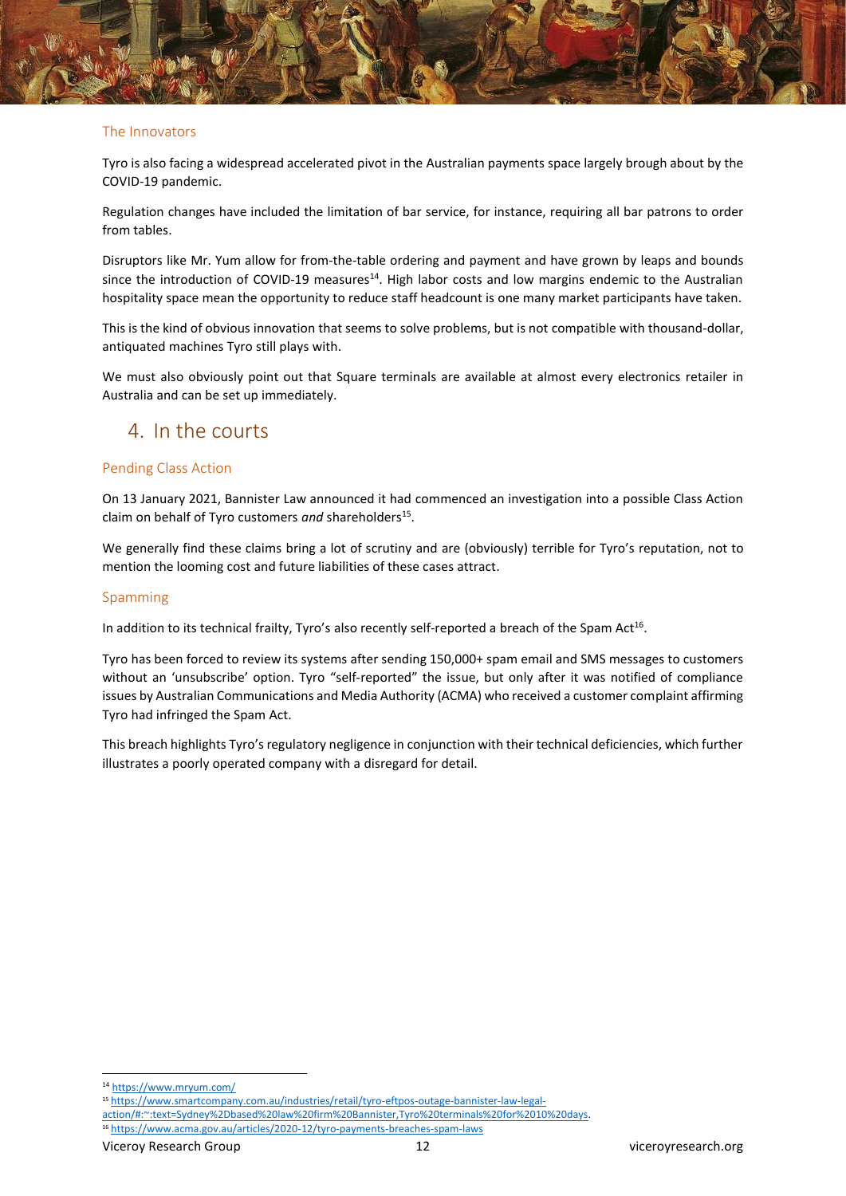### The Innovators

Tyro is also facing a widespread accelerated pivot in the Australian payments space largely brough about by the COVID-19 pandemic.

Regulation changes have included the limitation of bar service, for instance, requiring all bar patrons to order from tables.

Disruptors like Mr. Yum allow for from-the-table ordering and payment and have grown by leaps and bounds since the introduction of COVID-19 measures[14]. High labor costs and low margins endemic to the Australian hospitality space mean the opportunity to reduce staff headcount is one many market participants have taken.

This is the kind of obvious innovation that seems to solve problems, but is not compatible with thousand-dollar, antiquated machines Tyro still plays with.

We must also obviously point out that Square terminals are available at almost every electronics retailer in Australia and can be set up immediately.

## 4. In the courts

### Pending Class Action

On 13 January 2021, Bannister Law announced it had commenced an investigation into a possible Class Action claim on behalf of Tyro customers *and* shareholders[15].

We generally find these claims bring a lot of scrutiny and are (obviously) terrible for Tyro's reputation, not to mention the looming cost and future liabilities of these cases attract.

### Spamming

In addition to its technical frailty, Tyro's also recently self-reported a breach of the Spam Act[16].

Tyro has been forced to review its systems after sending 150,000+ spam email and SMS messages to customers without an 'unsubscribe' option. Tyro "self-reported" the issue, but only after it was notified of compliance issues by Australian Communications and Media Authority (ACMA) who received a customer complaint affirming Tyro had infringed the Spam Act.

This breach highlights Tyro's regulatory negligence in conjunction with their technical deficiencies, which further illustrates a poorly operated company with a disregard for detail.

---

[14] https://www.mryum.com/
[15] https://www.smartcompany.com.au/industries/retail/tyro-eftpos-outage-bannister-law-legal-action/#:~:text=Sydney%2Dbased%20law%20firm%20Bannister,Tyro%20terminals%20for%2010%20days.
[16] https://www.acma.gov.au/articles/2020-12/tyro-payments-breaches-spam-laws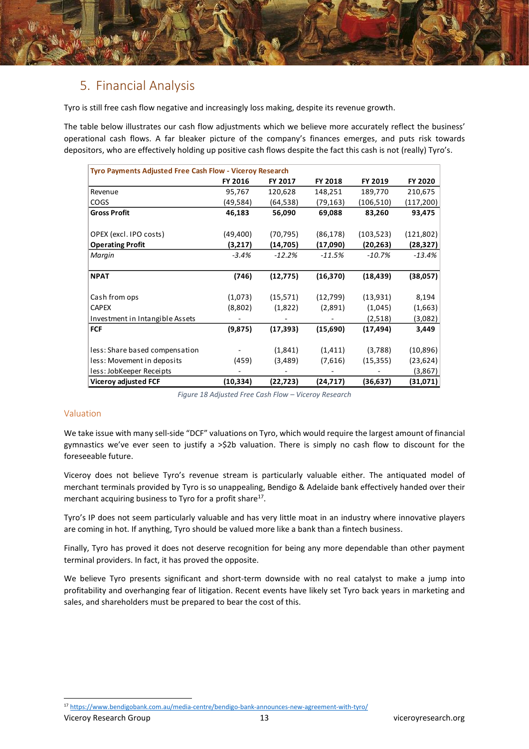## 5. Financial Analysis

Tyro is still free cash flow negative and increasingly loss making, despite its revenue growth.

The table below illustrates our cash flow adjustments which we believe more accurately reflect the business' operational cash flows. A far bleaker picture of the company's finances emerges, and puts risk towards depositors, who are effectively holding up positive cash flows despite the fact this cash is not (really) Tyro's.

| Tyro Payments Adjusted Free Cash Flow - Viceroy Research | FY 2016 | FY 2017 | FY 2018 | FY 2019 | FY 2020 |
|---|---|---|---|---|---|
| Revenue | 95,767 | 120,628 | 148,251 | 189,770 | 210,675 |
| COGS | (49,584) | (64,538) | (79,163) | (106,510) | (117,200) |
| **Gross Profit** | **46,183** | **56,090** | **69,088** | **83,260** | **93,475** |
| | | | | | |
| OPEX (excl. IPO costs) | (49,400) | (70,795) | (86,178) | (103,523) | (121,802) |
| **Operating Profit** | **(3,217)** | **(14,705)** | **(17,090)** | **(20,263)** | **(28,327)** |
| *Margin* | *-3.4%* | *-12.2%* | *-11.5%* | *-10.7%* | *-13.4%* |
| | | | | | |
| **NPAT** | **(746)** | **(12,775)** | **(16,370)** | **(18,439)** | **(38,057)** |
| | | | | | |
| Cash from ops | (1,073) | (15,571) | (12,799) | (13,931) | 8,194 |
| CAPEX | (8,802) | (1,822) | (2,891) | (1,045) | (1,663) |
| Investment in Intangible Assets | - | - | - | (2,518) | (3,082) |
| **FCF** | **(9,875)** | **(17,393)** | **(15,690)** | **(17,494)** | **3,449** |
| | | | | | |
| less: Share based compensation | - | (1,841) | (1,411) | (3,788) | (10,896) |
| less: Movement in deposits | (459) | (3,489) | (7,616) | (15,355) | (23,624) |
| less: JobKeeper Receipts | - | - | - | - | (3,867) |
| **Viceroy adjusted FCF** | **(10,334)** | **(22,723)** | **(24,717)** | **(36,637)** | **(31,071)** |

Figure 18 Adjusted Free Cash Flow – Viceroy Research

### Valuation

We take issue with many sell-side "DCF" valuations on Tyro, which would require the largest amount of financial gymnastics we've ever seen to justify a >$2b valuation. There is simply no cash flow to discount for the foreseeable future.

Viceroy does not believe Tyro's revenue stream is particularly valuable either. The antiquated model of merchant terminals provided by Tyro is so unappealing, Bendigo & Adelaide bank effectively handed over their merchant acquiring business to Tyro for a profit share[17].

Tyro's IP does not seem particularly valuable and has very little moat in an industry where innovative players are coming in hot. If anything, Tyro should be valued more like a bank than a fintech business.

Finally, Tyro has proved it does not deserve recognition for being any more dependable than other payment terminal providers. In fact, it has proved the opposite.

We believe Tyro presents significant and short-term downside with no real catalyst to make a jump into profitability and overhanging fear of litigation. Recent events have likely set Tyro back years in marketing and sales, and shareholders must be prepared to bear the cost of this.

[17] https://www.bendigobank.com.au/media-centre/bendigo-bank-announces-new-agreement-with-tyro/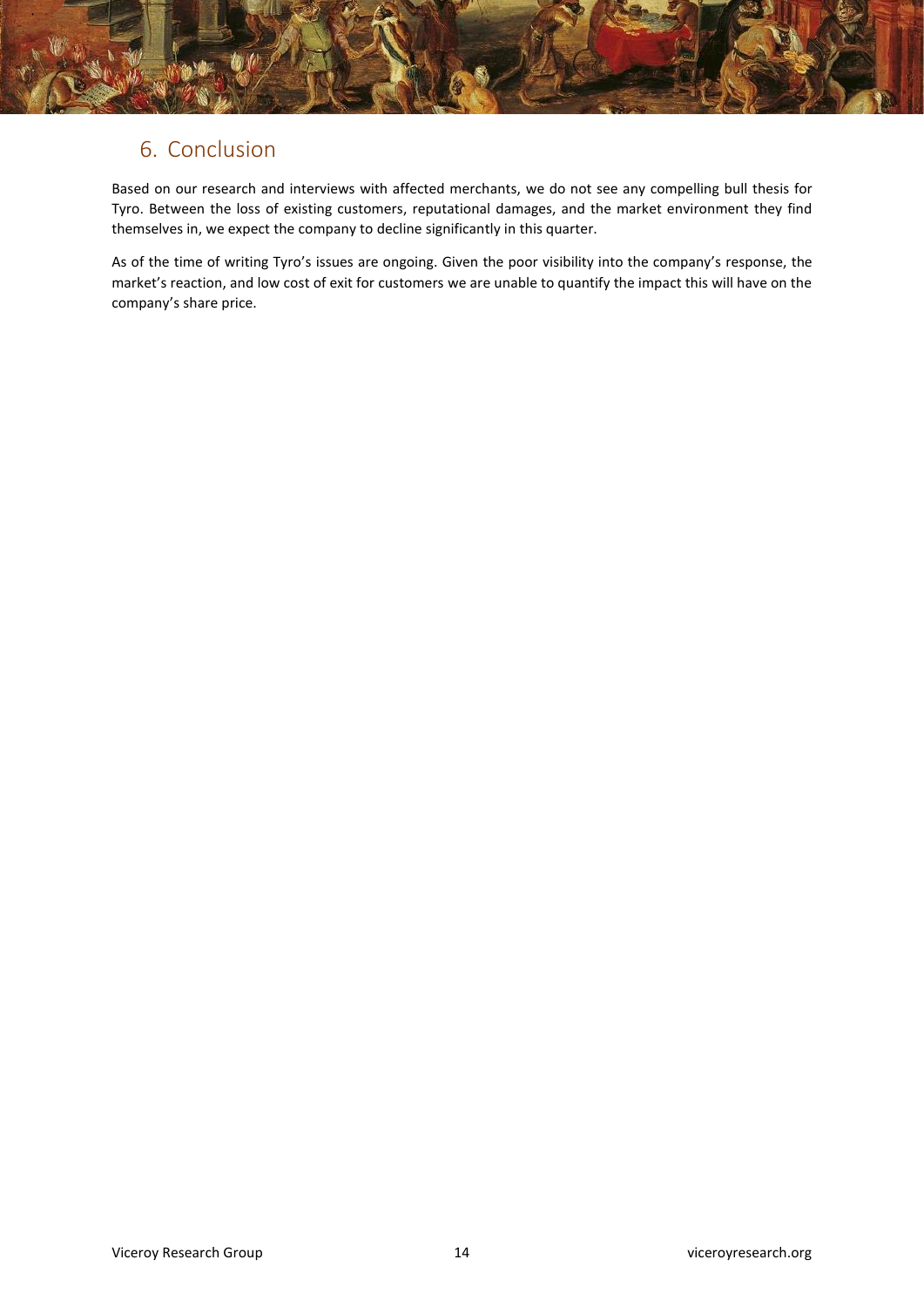## 6. Conclusion

Based on our research and interviews with affected merchants, we do not see any compelling bull thesis for Tyro. Between the loss of existing customers, reputational damages, and the market environment they find themselves in, we expect the company to decline significantly in this quarter.

As of the time of writing Tyro's issues are ongoing. Given the poor visibility into the company's response, the market's reaction, and low cost of exit for customers we are unable to quantify the impact this will have on the company's share price.